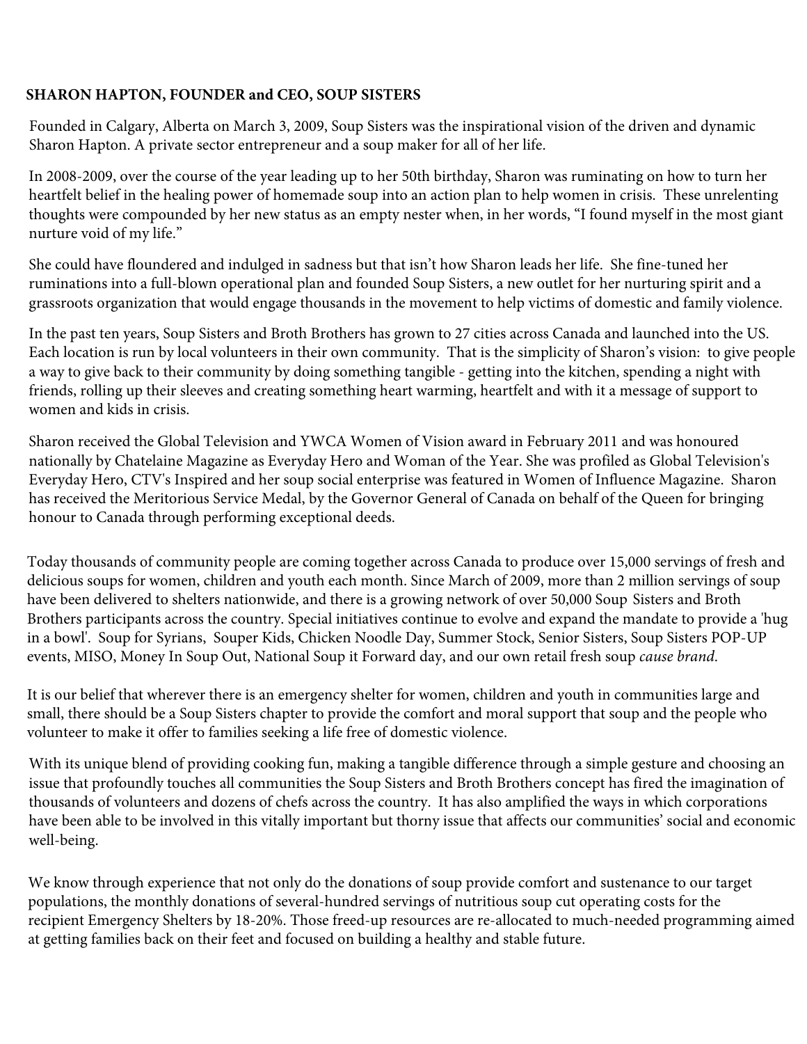**SHARON HAPTON, FOUNDER and CEO, SOUP SISTERS**

Founded in Calgary, Alberta on March 3, 2009, Soup Sisters was the inspirational vision of the driven and dynamic Sharon Hapton. A private sector entrepreneur and a soup maker for all of her life.

In 2008-2009, over the course of the year leading up to her 50th birthday, Sharon was ruminating on how to turn her heartfelt belief in the healing power of homemade soup into an action plan to help women in crisis. These unrelenting thoughts were compounded by her new status as an empty nester when, in her words, "I found myself in the most giant nurture void of my life."

She could have floundered and indulged in sadness but that isn't how Sharon leads her life. She fine-tuned her ruminations into a full-blown operational plan and founded Soup Sisters, a new outlet for her nurturing spirit and a grassroots organization that would engage thousands in the movement to help victims of domestic and family violence.

In the past ten years, Soup Sisters and Broth Brothers has grown to 27 cities across Canada and launched into the US. Each location is run by local volunteers in their own community. That is the simplicity of Sharon's vision: to give people a way to give back to their community by doing something tangible - getting into the kitchen, spending a night with friends, rolling up their sleeves and creating something heart warming, heartfelt and with it a message of support to women and kids in crisis.

Sharon received the Global Television and YWCA Women of Vision award in February 2011 and was honoured nationally by Chatelaine Magazine as Everyday Hero and Woman of the Year. She was profiled as Global Television's Everyday Hero, CTV's Inspired and her soup social enterprise was featured in Women of Influence Magazine. Sharon has received the Meritorious Service Medal, by the Governor General of Canada on behalf of the Queen for bringing honour to Canada through performing exceptional deeds.

Today thousands of community people are coming together across Canada to produce over 15,000 servings of fresh and delicious soups for women, children and youth each month. Since March of 2009, more than 2 million servings of soup have been delivered to shelters nationwide, and there is a growing network of over 50,000 Soup Sisters and Broth Brothers participants across the country. Special initiatives continue to evolve and expand the mandate to provide a 'hug in a bowl'. Soup for Syrians, Souper Kids, Chicken Noodle Day, Summer Stock, Senior Sisters, Soup Sisters POP-UP events, MISO, Money In Soup Out, National Soup it Forward day, and our own retail fresh soup *cause brand.*

It is our belief that wherever there is an emergency shelter for women, children and youth in communities large and small, there should be a Soup Sisters chapter to provide the comfort and moral support that soup and the people who volunteer to make it offer to families seeking a life free of domestic violence.

With its unique blend of providing cooking fun, making a tangible difference through a simple gesture and choosing an issue that profoundly touches all communities the Soup Sisters and Broth Brothers concept has fired the imagination of thousands of volunteers and dozens of chefs across the country. It has also amplified the ways in which corporations have been able to be involved in this vitally important but thorny issue that affects our communities' social and economic well-being.

We know through experience that not only do the donations of soup provide comfort and sustenance to our target populations, the monthly donations of several-hundred servings of nutritious soup cut operating costs for the recipient Emergency Shelters by 18-20%. Those freed-up resources are re-allocated to much-needed programming aimed at getting families back on their feet and focused on building a healthy and stable future.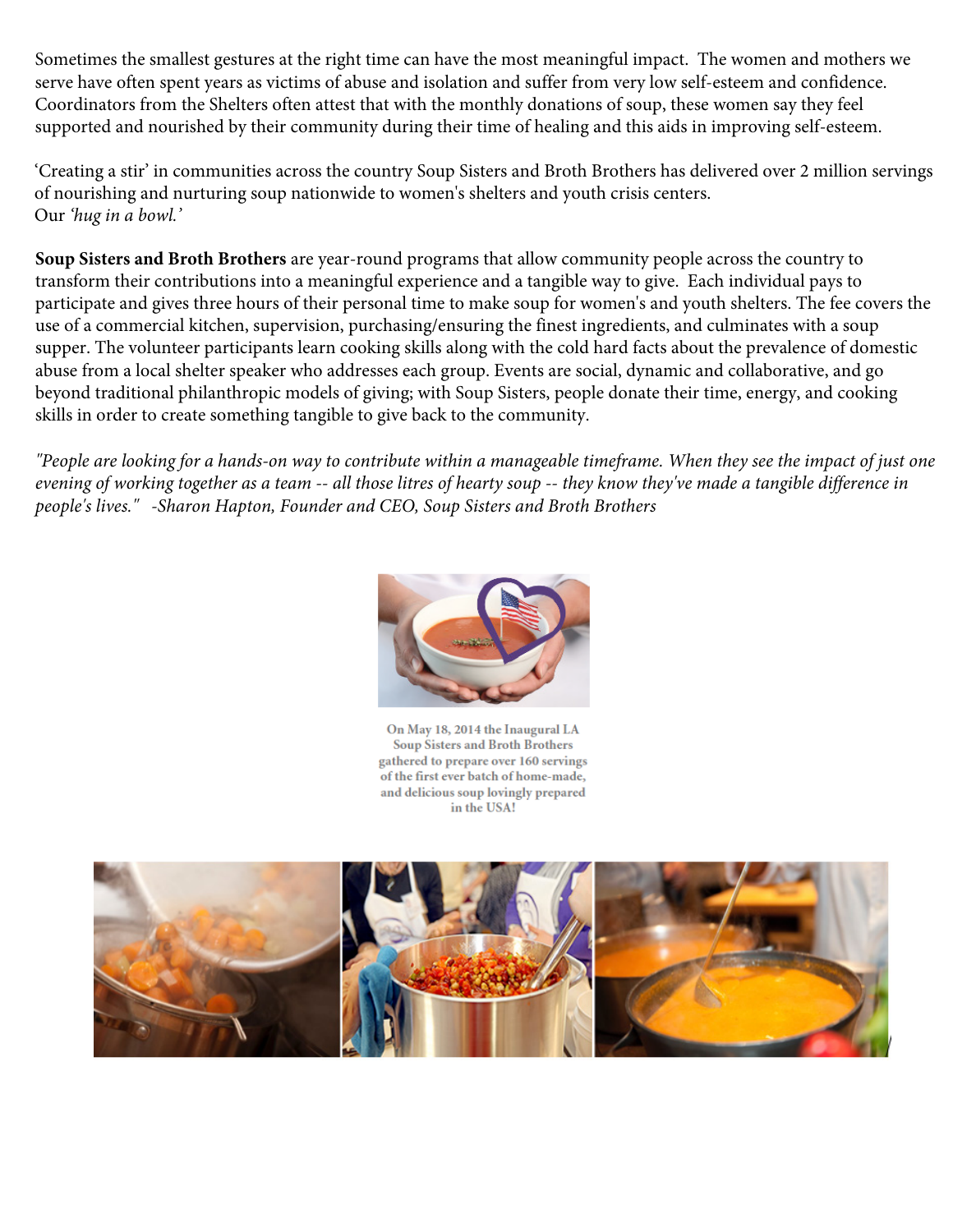Sometimes the smallest gestures at the right time can have the most meaningful impact. The women and mothers we serve have often spent years as victims of abuse and isolation and suffer from very low self-esteem and confidence. Coordinators from the Shelters often attest that with the monthly donations of soup, these women say they feel supported and nourished by their community during their time of healing and this aids in improving self-esteem.

'Creating a stir' in communities across the country Soup Sisters and Broth Brothers has delivered over 2 million servings of nourishing and nurturing soup nationwide to women's shelters and youth crisis centers.
Our *'hug in a bowl.'*

**Soup Sisters and Broth Brothers** are year-round programs that allow community people across the country to transform their contributions into a meaningful experience and a tangible way to give. Each individual pays to participate and gives three hours of their personal time to make soup for women's and youth shelters. The fee covers the use of a commercial kitchen, supervision, purchasing/ensuring the finest ingredients, and culminates with a soup supper. The volunteer participants learn cooking skills along with the cold hard facts about the prevalence of domestic abuse from a local shelter speaker who addresses each group. Events are social, dynamic and collaborative, and go beyond traditional philanthropic models of giving; with Soup Sisters, people donate their time, energy, and cooking skills in order to create something tangible to give back to the community.

*"People are looking for a hands-on way to contribute within a manageable timeframe. When they see the impact of just one evening of working together as a team -- all those litres of hearty soup -- they know they've made a tangible difference in people's lives." -Sharon Hapton, Founder and CEO, Soup Sisters and Broth Brothers*

On May 18, 2014 the Inaugural LA Soup Sisters and Broth Brothers gathered to prepare over 160 servings of the first ever batch of home-made, and delicious soup lovingly prepared in the USA!